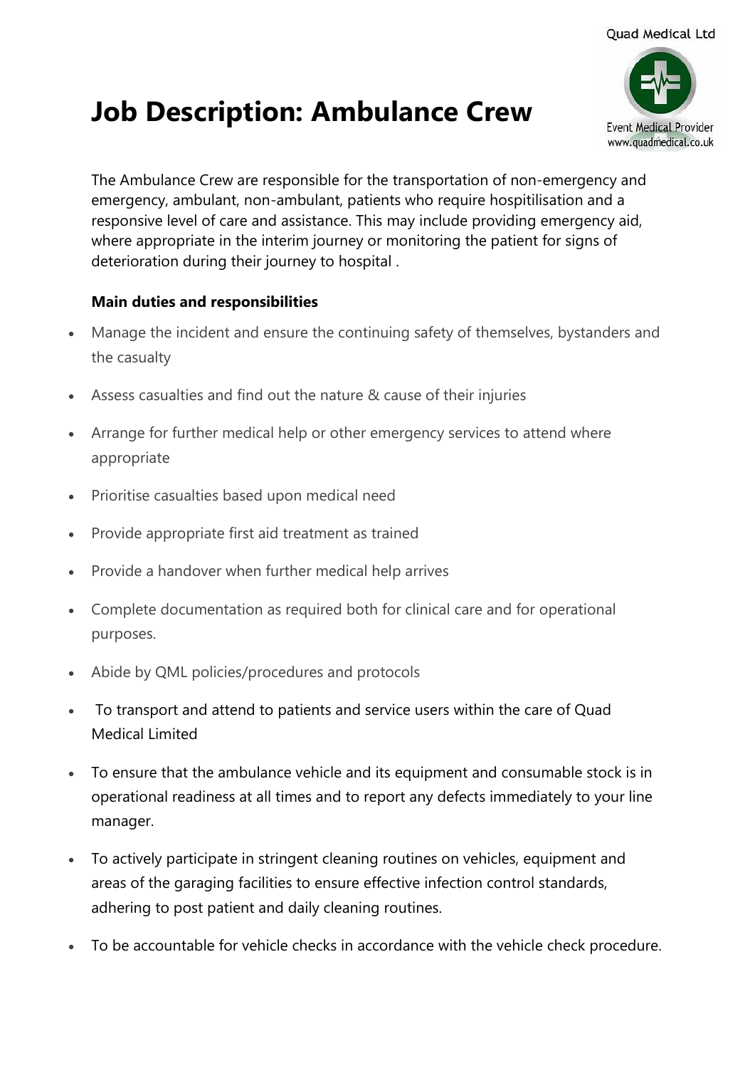Quad Medical Ltd

Event Medical Provider
www.quadmedical.co.uk

# Job Description: Ambulance Crew

The Ambulance Crew are responsible for the transportation of non-emergency and emergency, ambulant, non-ambulant, patients who require hospitilisation and a responsive level of care and assistance. This may include providing emergency aid, where appropriate in the interim journey or monitoring the patient for signs of deterioration during their journey to hospital .

**Main duties and responsibilities**

- Manage the incident and ensure the continuing safety of themselves, bystanders and the casualty
- Assess casualties and find out the nature & cause of their injuries
- Arrange for further medical help or other emergency services to attend where appropriate
- Prioritise casualties based upon medical need
- Provide appropriate first aid treatment as trained
- Provide a handover when further medical help arrives
- Complete documentation as required both for clinical care and for operational purposes.
- Abide by QML policies/procedures and protocols
- To transport and attend to patients and service users within the care of Quad Medical Limited
- To ensure that the ambulance vehicle and its equipment and consumable stock is in operational readiness at all times and to report any defects immediately to your line manager.
- To actively participate in stringent cleaning routines on vehicles, equipment and areas of the garaging facilities to ensure effective infection control standards, adhering to post patient and daily cleaning routines.
- To be accountable for vehicle checks in accordance with the vehicle check procedure.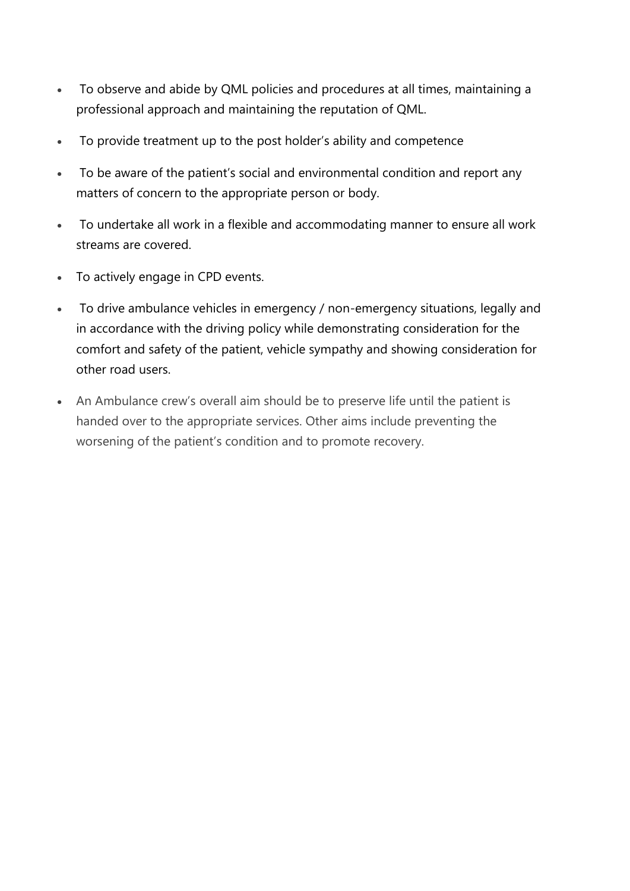- To observe and abide by QML policies and procedures at all times, maintaining a professional approach and maintaining the reputation of QML.
- To provide treatment up to the post holder's ability and competence
- To be aware of the patient's social and environmental condition and report any matters of concern to the appropriate person or body.
- To undertake all work in a flexible and accommodating manner to ensure all work streams are covered.
- To actively engage in CPD events.
- To drive ambulance vehicles in emergency / non-emergency situations, legally and in accordance with the driving policy while demonstrating consideration for the comfort and safety of the patient, vehicle sympathy and showing consideration for other road users.
- An Ambulance crew's overall aim should be to preserve life until the patient is handed over to the appropriate services. Other aims include preventing the worsening of the patient's condition and to promote recovery.